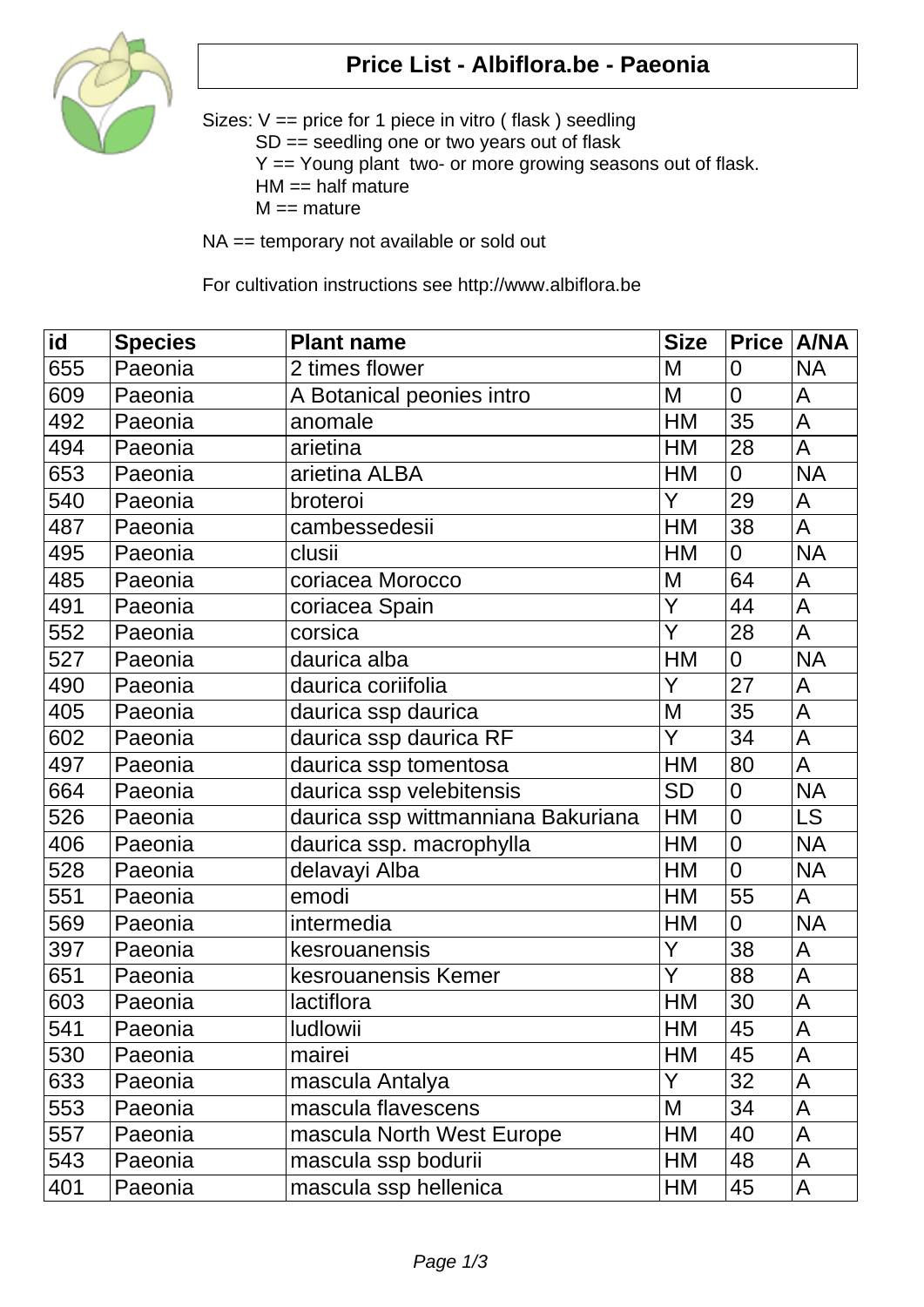# Price List - Albiflora.be - Paeonia

Sizes: V == price for 1 piece in vitro ( flask ) seedling
SD == seedling one or two years out of flask
Y == Young plant two- or more growing seasons out of flask.
HM == half mature
M == mature

NA == temporary not available or sold out

For cultivation instructions see http://www.albiflora.be

| id | Species | Plant name | Size | Price | A/NA |
|---|---|---|---|---|---|
| 655 | Paeonia | 2 times flower | M | 0 | NA |
| 609 | Paeonia | A Botanical peonies intro | M | 0 | A |
| 492 | Paeonia | anomale | HM | 35 | A |
| 494 | Paeonia | arietina | HM | 28 | A |
| 653 | Paeonia | arietina ALBA | HM | 0 | NA |
| 540 | Paeonia | broteroi | Y | 29 | A |
| 487 | Paeonia | cambessedesii | HM | 38 | A |
| 495 | Paeonia | clusii | HM | 0 | NA |
| 485 | Paeonia | coriacea Morocco | M | 64 | A |
| 491 | Paeonia | coriacea Spain | Y | 44 | A |
| 552 | Paeonia | corsica | Y | 28 | A |
| 527 | Paeonia | daurica alba | HM | 0 | NA |
| 490 | Paeonia | daurica coriifolia | Y | 27 | A |
| 405 | Paeonia | daurica ssp daurica | M | 35 | A |
| 602 | Paeonia | daurica ssp daurica RF | Y | 34 | A |
| 497 | Paeonia | daurica ssp tomentosa | HM | 80 | A |
| 664 | Paeonia | daurica ssp velebitensis | SD | 0 | NA |
| 526 | Paeonia | daurica ssp wittmanniana Bakuriana | HM | 0 | LS |
| 406 | Paeonia | daurica ssp. macrophylla | HM | 0 | NA |
| 528 | Paeonia | delavayi Alba | HM | 0 | NA |
| 551 | Paeonia | emodi | HM | 55 | A |
| 569 | Paeonia | intermedia | HM | 0 | NA |
| 397 | Paeonia | kesrouanensis | Y | 38 | A |
| 651 | Paeonia | kesrouanensis Kemer | Y | 88 | A |
| 603 | Paeonia | lactiflora | HM | 30 | A |
| 541 | Paeonia | ludlowii | HM | 45 | A |
| 530 | Paeonia | mairei | HM | 45 | A |
| 633 | Paeonia | mascula Antalya | Y | 32 | A |
| 553 | Paeonia | mascula flavescens | M | 34 | A |
| 557 | Paeonia | mascula North West Europe | HM | 40 | A |
| 543 | Paeonia | mascula ssp bodurii | HM | 48 | A |
| 401 | Paeonia | mascula ssp hellenica | HM | 45 | A |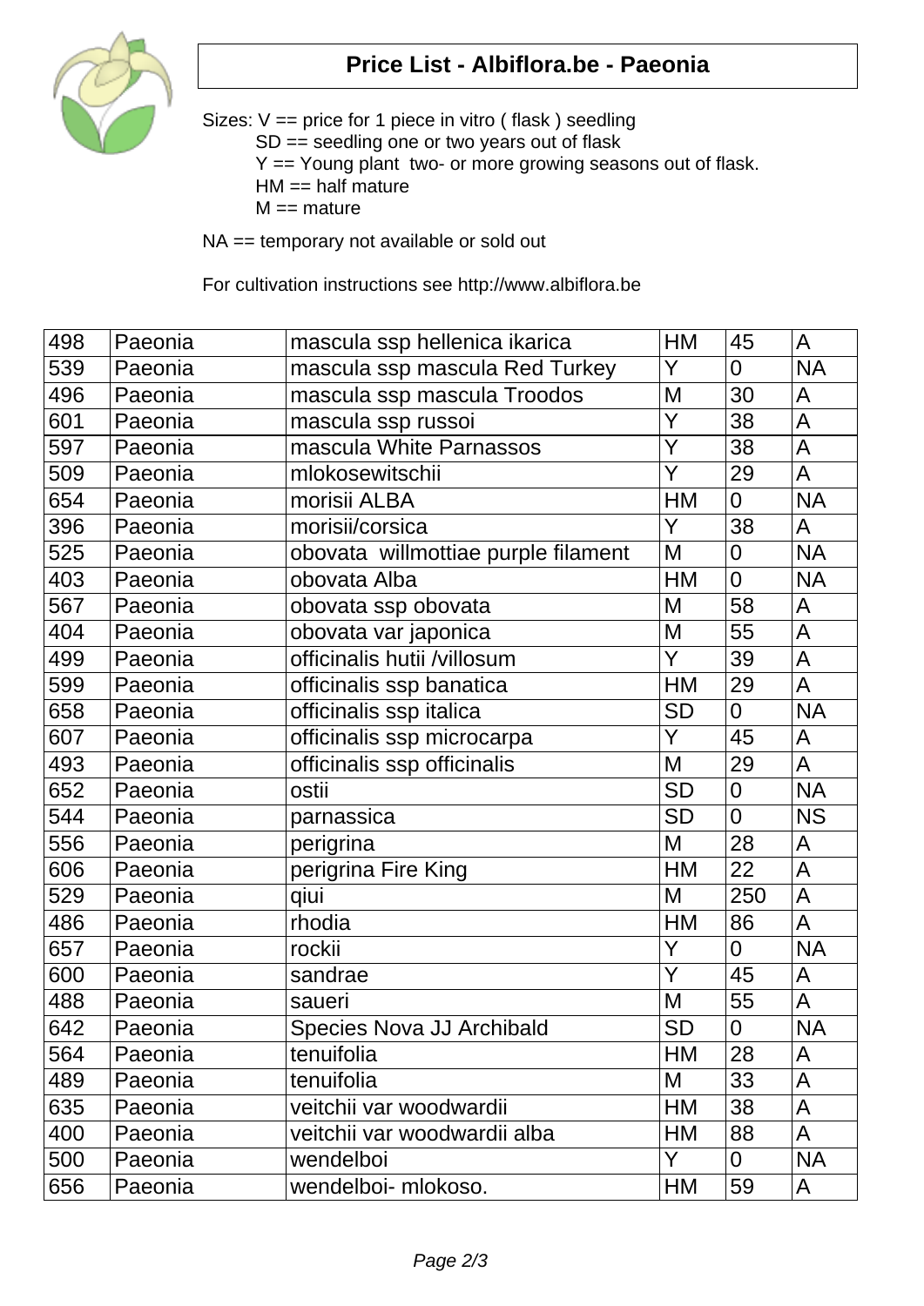# Price List - Albiflora.be - Paeonia

Sizes: V == price for 1 piece in vitro ( flask ) seedling
SD == seedling one or two years out of flask
Y == Young plant two- or more growing seasons out of flask.
HM == half mature
M == mature

NA == temporary not available or sold out

For cultivation instructions see http://www.albiflora.be

| | | | | | |
|---|---|---|---|---|---|
| 498 | Paeonia | mascula ssp hellenica ikarica | HM | 45 | A |
| 539 | Paeonia | mascula ssp mascula Red Turkey | Y | 0 | NA |
| 496 | Paeonia | mascula ssp mascula Troodos | M | 30 | A |
| 601 | Paeonia | mascula ssp russoi | Y | 38 | A |
| 597 | Paeonia | mascula White Parnassos | Y | 38 | A |
| 509 | Paeonia | mlokosewitschii | Y | 29 | A |
| 654 | Paeonia | morisii ALBA | HM | 0 | NA |
| 396 | Paeonia | morisii/corsica | Y | 38 | A |
| 525 | Paeonia | obovata willmottiae purple filament | M | 0 | NA |
| 403 | Paeonia | obovata Alba | HM | 0 | NA |
| 567 | Paeonia | obovata ssp obovata | M | 58 | A |
| 404 | Paeonia | obovata var japonica | M | 55 | A |
| 499 | Paeonia | officinalis hutii /villosum | Y | 39 | A |
| 599 | Paeonia | officinalis ssp banatica | HM | 29 | A |
| 658 | Paeonia | officinalis ssp italica | SD | 0 | NA |
| 607 | Paeonia | officinalis ssp microcarpa | Y | 45 | A |
| 493 | Paeonia | officinalis ssp officinalis | M | 29 | A |
| 652 | Paeonia | ostii | SD | 0 | NA |
| 544 | Paeonia | parnassica | SD | 0 | NS |
| 556 | Paeonia | perigrina | M | 28 | A |
| 606 | Paeonia | perigrina Fire King | HM | 22 | A |
| 529 | Paeonia | qiui | M | 250 | A |
| 486 | Paeonia | rhodia | HM | 86 | A |
| 657 | Paeonia | rockii | Y | 0 | NA |
| 600 | Paeonia | sandrae | Y | 45 | A |
| 488 | Paeonia | saueri | M | 55 | A |
| 642 | Paeonia | Species Nova JJ Archibald | SD | 0 | NA |
| 564 | Paeonia | tenuifolia | HM | 28 | A |
| 489 | Paeonia | tenuifolia | M | 33 | A |
| 635 | Paeonia | veitchii var woodwardii | HM | 38 | A |
| 400 | Paeonia | veitchii var woodwardii alba | HM | 88 | A |
| 500 | Paeonia | wendelboi | Y | 0 | NA |
| 656 | Paeonia | wendelboi- mlokoso. | HM | 59 | A |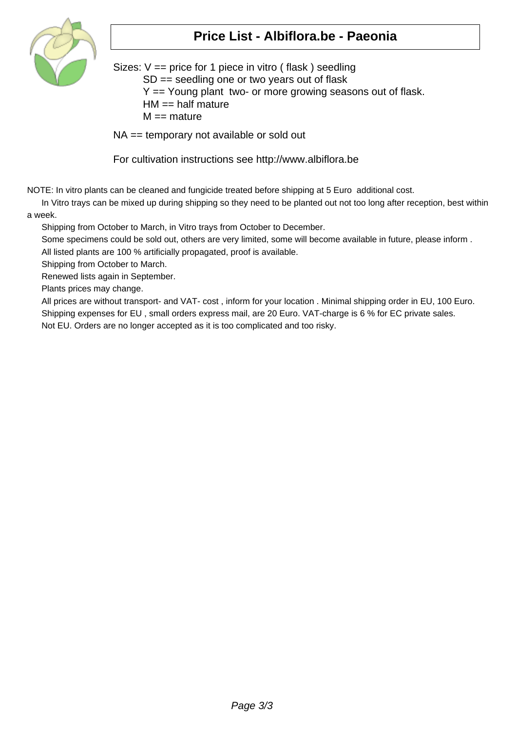# Price List - Albiflora.be - Paeonia

Sizes: V == price for 1 piece in vitro ( flask ) seedling
SD == seedling one or two years out of flask
Y == Young plant two- or more growing seasons out of flask.
HM == half mature
M == mature

NA == temporary not available or sold out

For cultivation instructions see http://www.albiflora.be

NOTE: In vitro plants can be cleaned and fungicide treated before shipping at 5 Euro additional cost.

In Vitro trays can be mixed up during shipping so they need to be planted out not too long after reception, best within a week.

Shipping from October to March, in Vitro trays from October to December.

Some specimens could be sold out, others are very limited, some will become available in future, please inform .

All listed plants are 100 % artificially propagated, proof is available.

Shipping from October to March.

Renewed lists again in September.

Plants prices may change.

All prices are without transport- and VAT- cost , inform for your location . Minimal shipping order in EU, 100 Euro.

Shipping expenses for EU , small orders express mail, are 20 Euro. VAT-charge is 6 % for EC private sales.

Not EU. Orders are no longer accepted as it is too complicated and too risky.